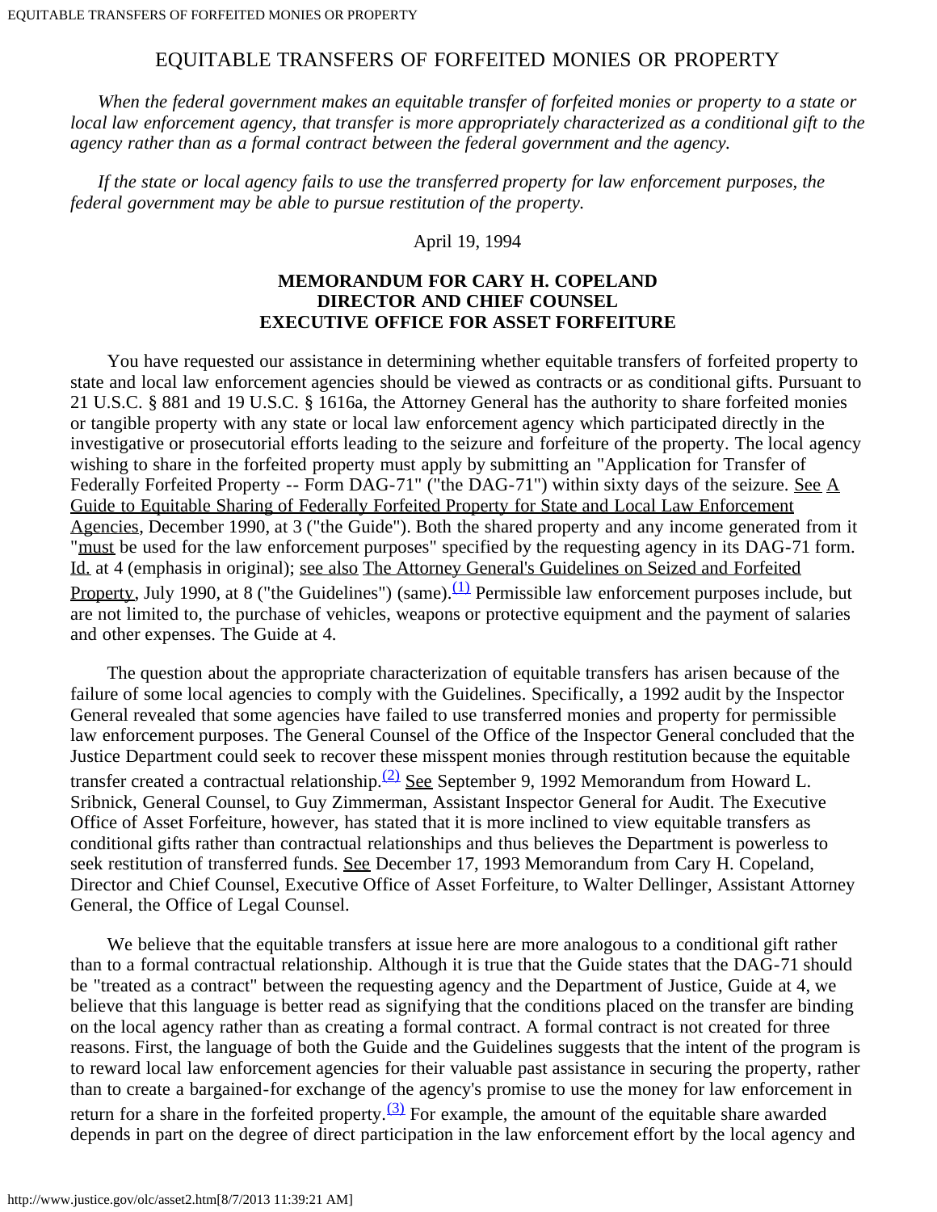# EQUITABLE TRANSFERS OF FORFEITED MONIES OR PROPERTY

*When the federal government makes an equitable transfer of forfeited monies or property to a state or local law enforcement agency, that transfer is more appropriately characterized as a conditional gift to the agency rather than as a formal contract between the federal government and the agency.*

*If the state or local agency fails to use the transferred property for law enforcement purposes, the federal government may be able to pursue restitution of the property.*

April 19, 1994

**MEMORANDUM FOR CARY H. COPELAND**
**DIRECTOR AND CHIEF COUNSEL**
**EXECUTIVE OFFICE FOR ASSET FORFEITURE**

You have requested our assistance in determining whether equitable transfers of forfeited property to state and local law enforcement agencies should be viewed as contracts or as conditional gifts. Pursuant to 21 U.S.C. § 881 and 19 U.S.C. § 1616a, the Attorney General has the authority to share forfeited monies or tangible property with any state or local law enforcement agency which participated directly in the investigative or prosecutorial efforts leading to the seizure and forfeiture of the property. The local agency wishing to share in the forfeited property must apply by submitting an "Application for Transfer of Federally Forfeited Property -- Form DAG-71" ("the DAG-71") within sixty days of the seizure. See A Guide to Equitable Sharing of Federally Forfeited Property for State and Local Law Enforcement Agencies, December 1990, at 3 ("the Guide"). Both the shared property and any income generated from it "must be used for the law enforcement purposes" specified by the requesting agency in its DAG-71 form. Id. at 4 (emphasis in original); see also The Attorney General's Guidelines on Seized and Forfeited Property, July 1990, at 8 ("the Guidelines") (same).[(1)] Permissible law enforcement purposes include, but are not limited to, the purchase of vehicles, weapons or protective equipment and the payment of salaries and other expenses. The Guide at 4.

The question about the appropriate characterization of equitable transfers has arisen because of the failure of some local agencies to comply with the Guidelines. Specifically, a 1992 audit by the Inspector General revealed that some agencies have failed to use transferred monies and property for permissible law enforcement purposes. The General Counsel of the Office of the Inspector General concluded that the Justice Department could seek to recover these misspent monies through restitution because the equitable transfer created a contractual relationship.[(2)] See September 9, 1992 Memorandum from Howard L. Sribnick, General Counsel, to Guy Zimmerman, Assistant Inspector General for Audit. The Executive Office of Asset Forfeiture, however, has stated that it is more inclined to view equitable transfers as conditional gifts rather than contractual relationships and thus believes the Department is powerless to seek restitution of transferred funds. See December 17, 1993 Memorandum from Cary H. Copeland, Director and Chief Counsel, Executive Office of Asset Forfeiture, to Walter Dellinger, Assistant Attorney General, the Office of Legal Counsel.

We believe that the equitable transfers at issue here are more analogous to a conditional gift rather than to a formal contractual relationship. Although it is true that the Guide states that the DAG-71 should be "treated as a contract" between the requesting agency and the Department of Justice, Guide at 4, we believe that this language is better read as signifying that the conditions placed on the transfer are binding on the local agency rather than as creating a formal contract. A formal contract is not created for three reasons. First, the language of both the Guide and the Guidelines suggests that the intent of the program is to reward local law enforcement agencies for their valuable past assistance in securing the property, rather than to create a bargained-for exchange of the agency's promise to use the money for law enforcement in return for a share in the forfeited property.[(3)] For example, the amount of the equitable share awarded depends in part on the degree of direct participation in the law enforcement effort by the local agency and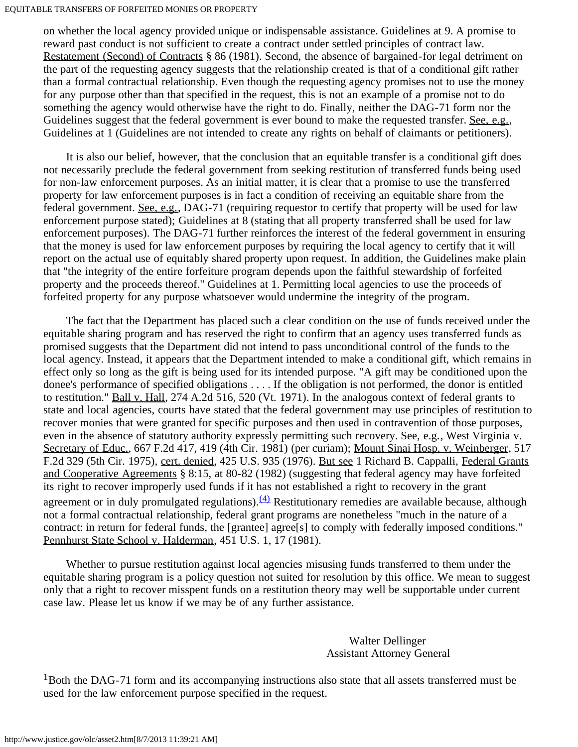on whether the local agency provided unique or indispensable assistance. Guidelines at 9. A promise to reward past conduct is not sufficient to create a contract under settled principles of contract law. Restatement (Second) of Contracts § 86 (1981). Second, the absence of bargained-for legal detriment on the part of the requesting agency suggests that the relationship created is that of a conditional gift rather than a formal contractual relationship. Even though the requesting agency promises not to use the money for any purpose other than that specified in the request, this is not an example of a promise not to do something the agency would otherwise have the right to do. Finally, neither the DAG-71 form nor the Guidelines suggest that the federal government is ever bound to make the requested transfer. See, e.g., Guidelines at 1 (Guidelines are not intended to create any rights on behalf of claimants or petitioners).

It is also our belief, however, that the conclusion that an equitable transfer is a conditional gift does not necessarily preclude the federal government from seeking restitution of transferred funds being used for non-law enforcement purposes. As an initial matter, it is clear that a promise to use the transferred property for law enforcement purposes is in fact a condition of receiving an equitable share from the federal government. See, e.g., DAG-71 (requiring requestor to certify that property will be used for law enforcement purpose stated); Guidelines at 8 (stating that all property transferred shall be used for law enforcement purposes). The DAG-71 further reinforces the interest of the federal government in ensuring that the money is used for law enforcement purposes by requiring the local agency to certify that it will report on the actual use of equitably shared property upon request. In addition, the Guidelines make plain that "the integrity of the entire forfeiture program depends upon the faithful stewardship of forfeited property and the proceeds thereof." Guidelines at 1. Permitting local agencies to use the proceeds of forfeited property for any purpose whatsoever would undermine the integrity of the program.

The fact that the Department has placed such a clear condition on the use of funds received under the equitable sharing program and has reserved the right to confirm that an agency uses transferred funds as promised suggests that the Department did not intend to pass unconditional control of the funds to the local agency. Instead, it appears that the Department intended to make a conditional gift, which remains in effect only so long as the gift is being used for its intended purpose. "A gift may be conditioned upon the donee's performance of specified obligations . . . . If the obligation is not performed, the donor is entitled to restitution." Ball v. Hall, 274 A.2d 516, 520 (Vt. 1971). In the analogous context of federal grants to state and local agencies, courts have stated that the federal government may use principles of restitution to recover monies that were granted for specific purposes and then used in contravention of those purposes, even in the absence of statutory authority expressly permitting such recovery. See, e.g., West Virginia v. Secretary of Educ., 667 F.2d 417, 419 (4th Cir. 1981) (per curiam); Mount Sinai Hosp. v. Weinberger, 517 F.2d 329 (5th Cir. 1975), cert. denied, 425 U.S. 935 (1976). But see 1 Richard B. Cappalli, Federal Grants and Cooperative Agreements § 8:15, at 80-82 (1982) (suggesting that federal agency may have forfeited its right to recover improperly used funds if it has not established a right to recovery in the grant agreement or in duly promulgated regulations).[(4)] Restitutionary remedies are available because, although not a formal contractual relationship, federal grant programs are nonetheless "much in the nature of a contract: in return for federal funds, the [grantee] agree[s] to comply with federally imposed conditions." Pennhurst State School v. Halderman, 451 U.S. 1, 17 (1981).

Whether to pursue restitution against local agencies misusing funds transferred to them under the equitable sharing program is a policy question not suited for resolution by this office. We mean to suggest only that a right to recover misspent funds on a restitution theory may well be supportable under current case law. Please let us know if we may be of any further assistance.

Walter Dellinger
Assistant Attorney General

[1] Both the DAG-71 form and its accompanying instructions also state that all assets transferred must be used for the law enforcement purpose specified in the request.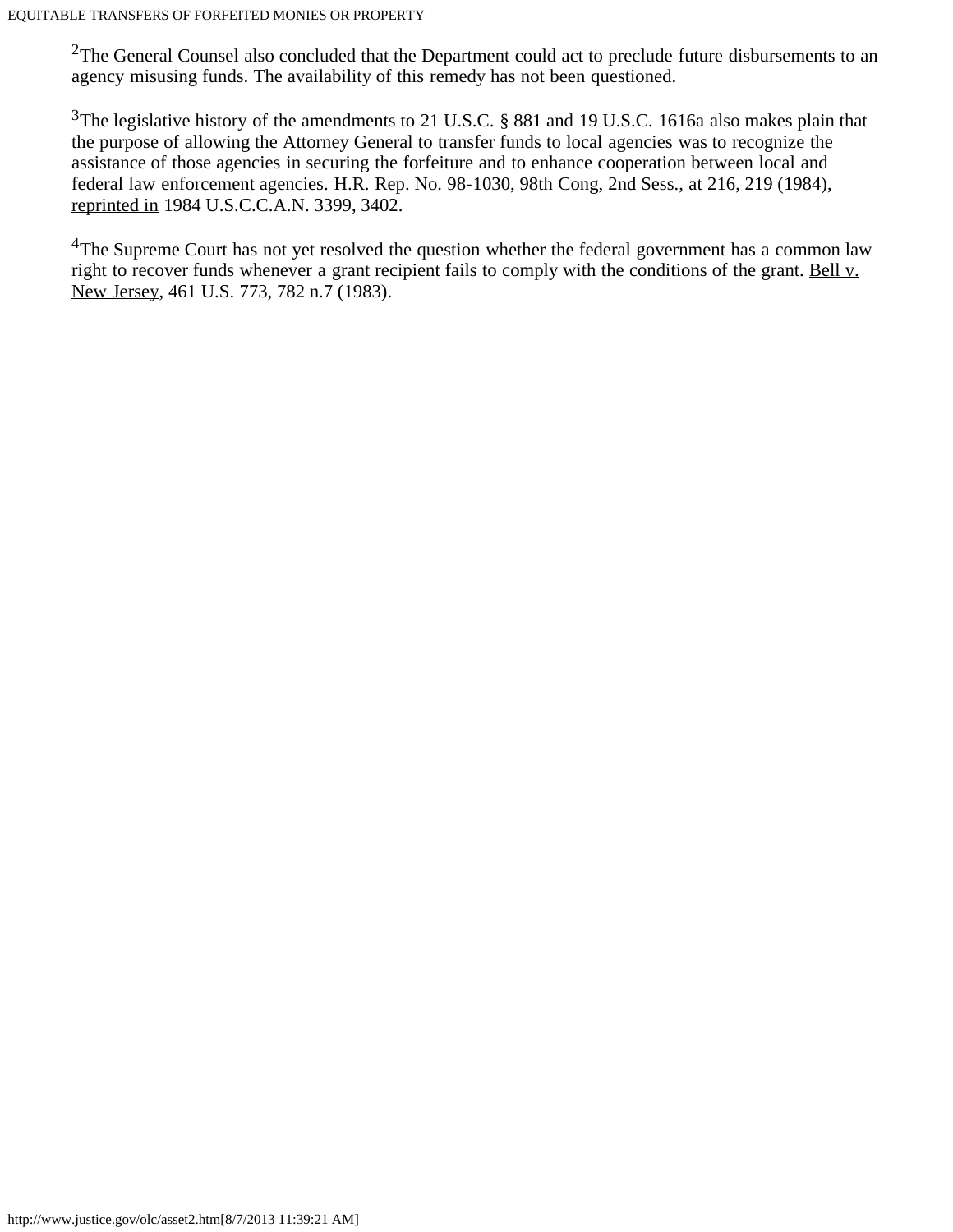[2]The General Counsel also concluded that the Department could act to preclude future disbursements to an agency misusing funds. The availability of this remedy has not been questioned.

[3]The legislative history of the amendments to 21 U.S.C. § 881 and 19 U.S.C. 1616a also makes plain that the purpose of allowing the Attorney General to transfer funds to local agencies was to recognize the assistance of those agencies in securing the forfeiture and to enhance cooperation between local and federal law enforcement agencies. H.R. Rep. No. 98-1030, 98th Cong, 2nd Sess., at 216, 219 (1984), reprinted in 1984 U.S.C.C.A.N. 3399, 3402.

[4]The Supreme Court has not yet resolved the question whether the federal government has a common law right to recover funds whenever a grant recipient fails to comply with the conditions of the grant. Bell v. New Jersey, 461 U.S. 773, 782 n.7 (1983).